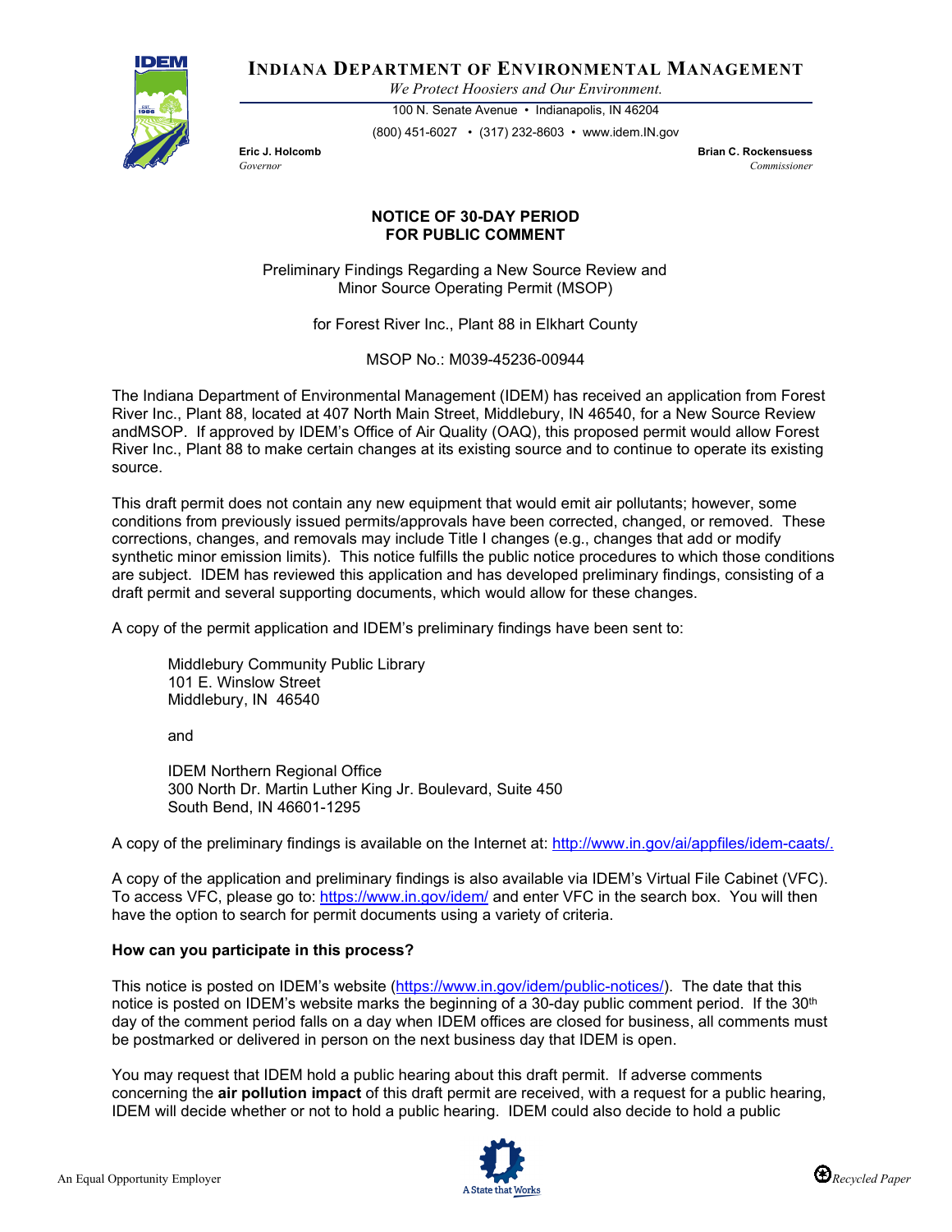**INDIANA DEPARTMENT OF ENVIRONMENTAL MANAGEMENT**

*We Protect Hoosiers and Our Environment.*

100 N. Senate Avenue • Indianapolis, IN 46204

(800) 451-6027 • (317) 232-8603 • www.idem.IN.gov

**Eric J. Holcomb**
*Governor*

**Brian C. Rockensuess**
*Commissioner*

**NOTICE OF 30-DAY PERIOD FOR PUBLIC COMMENT**

Preliminary Findings Regarding a New Source Review and Minor Source Operating Permit (MSOP)

for Forest River Inc., Plant 88 in Elkhart County

MSOP No.: M039-45236-00944

The Indiana Department of Environmental Management (IDEM) has received an application from Forest River Inc., Plant 88, located at 407 North Main Street, Middlebury, IN 46540, for a New Source Review andMSOP. If approved by IDEM's Office of Air Quality (OAQ), this proposed permit would allow Forest River Inc., Plant 88 to make certain changes at its existing source and to continue to operate its existing source.

This draft permit does not contain any new equipment that would emit air pollutants; however, some conditions from previously issued permits/approvals have been corrected, changed, or removed. These corrections, changes, and removals may include Title I changes (e.g., changes that add or modify synthetic minor emission limits). This notice fulfills the public notice procedures to which those conditions are subject. IDEM has reviewed this application and has developed preliminary findings, consisting of a draft permit and several supporting documents, which would allow for these changes.

A copy of the permit application and IDEM's preliminary findings have been sent to:

Middlebury Community Public Library
101 E. Winslow Street
Middlebury, IN 46540

and

IDEM Northern Regional Office
300 North Dr. Martin Luther King Jr. Boulevard, Suite 450
South Bend, IN 46601-1295

A copy of the preliminary findings is available on the Internet at: http://www.in.gov/ai/appfiles/idem-caats/.

A copy of the application and preliminary findings is also available via IDEM's Virtual File Cabinet (VFC). To access VFC, please go to: https://www.in.gov/idem/ and enter VFC in the search box. You will then have the option to search for permit documents using a variety of criteria.

**How can you participate in this process?**

This notice is posted on IDEM's website (https://www.in.gov/idem/public-notices/). The date that this notice is posted on IDEM's website marks the beginning of a 30-day public comment period. If the 30th day of the comment period falls on a day when IDEM offices are closed for business, all comments must be postmarked or delivered in person on the next business day that IDEM is open.

You may request that IDEM hold a public hearing about this draft permit. If adverse comments concerning the **air pollution impact** of this draft permit are received, with a request for a public hearing, IDEM will decide whether or not to hold a public hearing. IDEM could also decide to hold a public

An Equal Opportunity Employer

Recycled Paper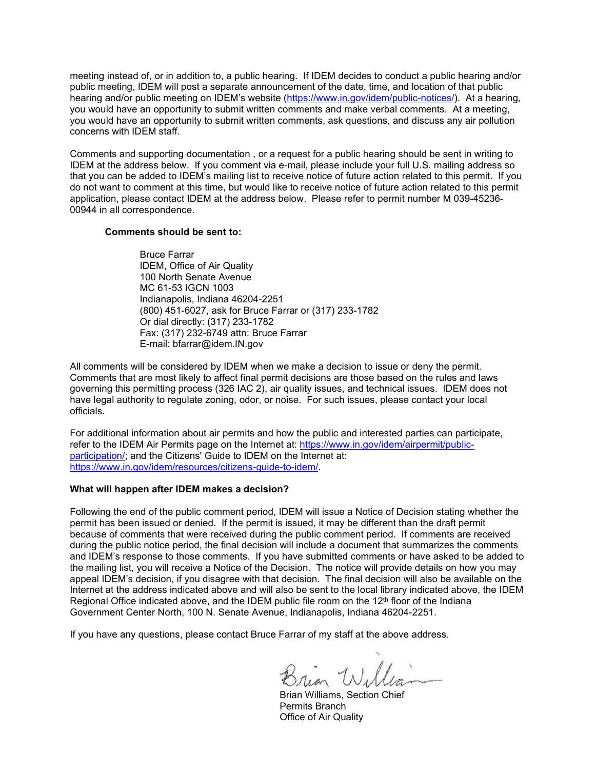meeting instead of, or in addition to, a public hearing. If IDEM decides to conduct a public hearing and/or public meeting, IDEM will post a separate announcement of the date, time, and location of that public hearing and/or public meeting on IDEM's website (https://www.in.gov/idem/public-notices/). At a hearing, you would have an opportunity to submit written comments and make verbal comments. At a meeting, you would have an opportunity to submit written comments, ask questions, and discuss any air pollution concerns with IDEM staff.

Comments and supporting documentation , or a request for a public hearing should be sent in writing to IDEM at the address below. If you comment via e-mail, please include your full U.S. mailing address so that you can be added to IDEM's mailing list to receive notice of future action related to this permit. If you do not want to comment at this time, but would like to receive notice of future action related to this permit application, please contact IDEM at the address below. Please refer to permit number M 039-45236-00944 in all correspondence.

**Comments should be sent to:**

Bruce Farrar
IDEM, Office of Air Quality
100 North Senate Avenue
MC 61-53 IGCN 1003
Indianapolis, Indiana 46204-2251
(800) 451-6027, ask for Bruce Farrar or (317) 233-1782
Or dial directly: (317) 233-1782
Fax: (317) 232-6749 attn: Bruce Farrar
E-mail: bfarrar@idem.IN.gov

All comments will be considered by IDEM when we make a decision to issue or deny the permit. Comments that are most likely to affect final permit decisions are those based on the rules and laws governing this permitting process (326 IAC 2), air quality issues, and technical issues. IDEM does not have legal authority to regulate zoning, odor, or noise. For such issues, please contact your local officials.

For additional information about air permits and how the public and interested parties can participate, refer to the IDEM Air Permits page on the Internet at: https://www.in.gov/idem/airpermit/public-participation/; and the Citizens' Guide to IDEM on the Internet at: https://www.in.gov/idem/resources/citizens-guide-to-idem/.

**What will happen after IDEM makes a decision?**

Following the end of the public comment period, IDEM will issue a Notice of Decision stating whether the permit has been issued or denied. If the permit is issued, it may be different than the draft permit because of comments that were received during the public comment period. If comments are received during the public notice period, the final decision will include a document that summarizes the comments and IDEM's response to those comments. If you have submitted comments or have asked to be added to the mailing list, you will receive a Notice of the Decision. The notice will provide details on how you may appeal IDEM's decision, if you disagree with that decision. The final decision will also be available on the Internet at the address indicated above and will also be sent to the local library indicated above, the IDEM Regional Office indicated above, and the IDEM public file room on the 12th floor of the Indiana Government Center North, 100 N. Senate Avenue, Indianapolis, Indiana 46204-2251.

If you have any questions, please contact Bruce Farrar of my staff at the above address.

Brian Williams, Section Chief
Permits Branch
Office of Air Quality